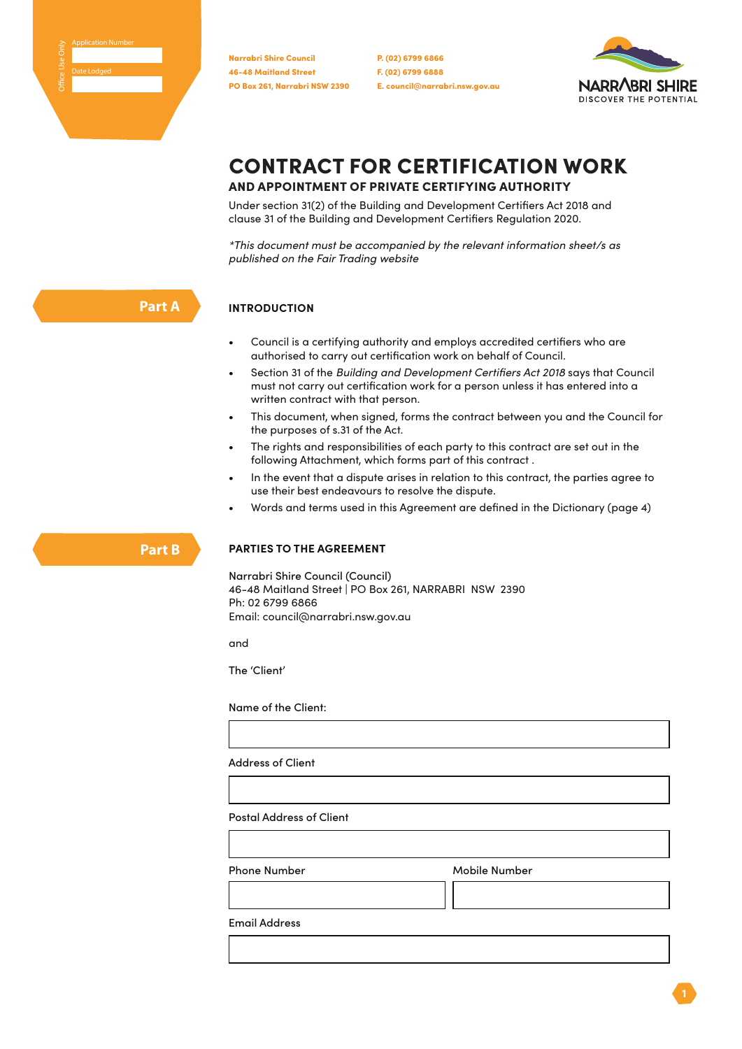Office Use Only

Application Number

Date Lodged

**Narrabri Shire Council**
**46-48 Maitland Street**
**PO Box 261, Narrabri NSW 2390**

**P. (02) 6799 6866**
**F. (02) 6799 6888**
**E. council@narrabri.nsw.gov.au**

NARRABRI SHIRE
DISCOVER THE POTENTIAL

# CONTRACT FOR CERTIFICATION WORK

### AND APPOINTMENT OF PRIVATE CERTIFYING AUTHORITY

Under section 31(2) of the Building and Development Certifiers Act 2018 and clause 31 of the Building and Development Certifiers Regulation 2020.

*\*This document must be accompanied by the relevant information sheet/s as published on the Fair Trading website*

## Part A

### INTRODUCTION

- Council is a certifying authority and employs accredited certifiers who are authorised to carry out certification work on behalf of Council.
- Section 31 of the *Building and Development Certifiers Act 2018* says that Council must not carry out certification work for a person unless it has entered into a written contract with that person.
- This document, when signed, forms the contract between you and the Council for the purposes of s.31 of the Act.
- The rights and responsibilities of each party to this contract are set out in the following Attachment, which forms part of this contract .
- In the event that a dispute arises in relation to this contract, the parties agree to use their best endeavours to resolve the dispute.
- Words and terms used in this Agreement are defined in the Dictionary (page 4)

## Part B

### PARTIES TO THE AGREEMENT

Narrabri Shire Council (Council)
46-48 Maitland Street | PO Box 261, NARRABRI NSW 2390
Ph: 02 6799 6866
Email: council@narrabri.nsw.gov.au

and

The 'Client'

Name of the Client:

Address of Client

Postal Address of Client

Phone Number

Mobile Number

Email Address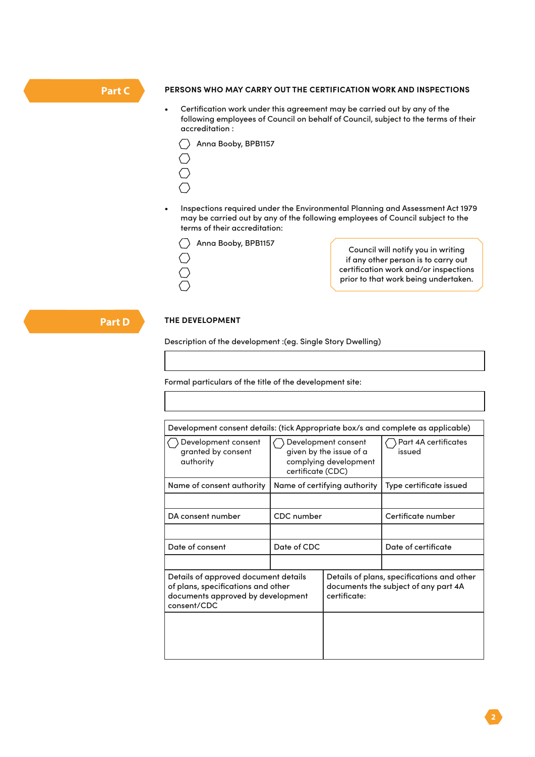## Part C

### PERSONS WHO MAY CARRY OUT THE CERTIFICATION WORK AND INSPECTIONS

- Certification work under this agreement may be carried out by any of the following employees of Council on behalf of Council, subject to the terms of their accreditation :

  - ⬡ Anna Booby, BPB1157
  - ⬡
  - ⬡
  - ⬡

- Inspections required under the Environmental Planning and Assessment Act 1979 may be carried out by any of the following employees of Council subject to the terms of their accreditation:

  - ⬡ Anna Booby, BPB1157
  - ⬡
  - ⬡
  - ⬡

> Council will notify you in writing if any other person is to carry out certification work and/or inspections prior to that work being undertaken.

## Part D

### THE DEVELOPMENT

Description of the development :(eg. Single Story Dwelling)

| |
|---|
| |

Formal particulars of the title of the development site:

| |
|---|
| |

| Development consent details: (tick Appropriate box/s and complete as applicable) | | |
|---|---|---|
| ⬡ Development consent granted by consent authority | ⬡ Development consent given by the issue of a complying development certificate (CDC) | ⬡ Part 4A certificates issued |
| Name of consent authority | Name of certifying authority | Type certificate issued |
| | | |
| DA consent number | CDC number | Certificate number |
| | | |
| Date of consent | Date of CDC | Date of certificate |
| | | |

| Details of approved document details of plans, specifications and other documents approved by development consent/CDC | Details of plans, specifications and other documents the subject of any part 4A certificate: |
|---|---|
| | |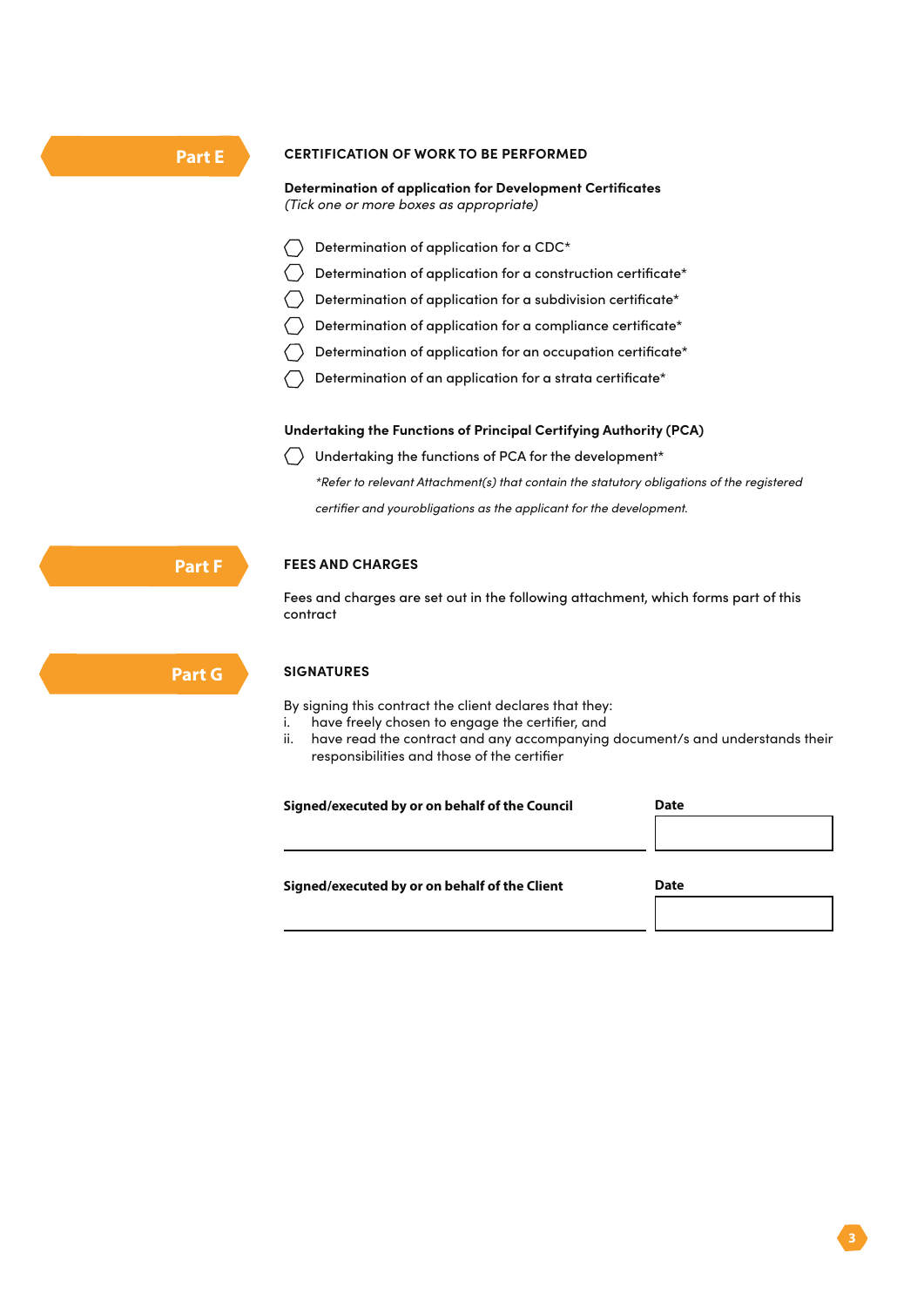## Part E

### CERTIFICATION OF WORK TO BE PERFORMED

**Determination of application for Development Certificates**
*(Tick one or more boxes as appropriate)*

- ⬡ Determination of application for a CDC*
- ⬡ Determination of application for a construction certificate*
- ⬡ Determination of application for a subdivision certificate*
- ⬡ Determination of application for a compliance certificate*
- ⬡ Determination of application for an occupation certificate*
- ⬡ Determination of an application for a strata certificate*

**Undertaking the Functions of Principal Certifying Authority (PCA)**

- ⬡ Undertaking the functions of PCA for the development*

*\*Refer to relevant Attachment(s) that contain the statutory obligations of the registered certifier and yourobligations as the applicant for the development.*

## Part F

### FEES AND CHARGES

Fees and charges are set out in the following attachment, which forms part of this contract

## Part G

### SIGNATURES

By signing this contract the client declares that they:

i. have freely chosen to engage the certifier, and
ii. have read the contract and any accompanying document/s and understands their responsibilities and those of the certifier

| **Signed/executed by or on behalf of the Council** | **Date** |
|---|---|
| | |

| **Signed/executed by or on behalf of the Client** | **Date** |
|---|---|
| | |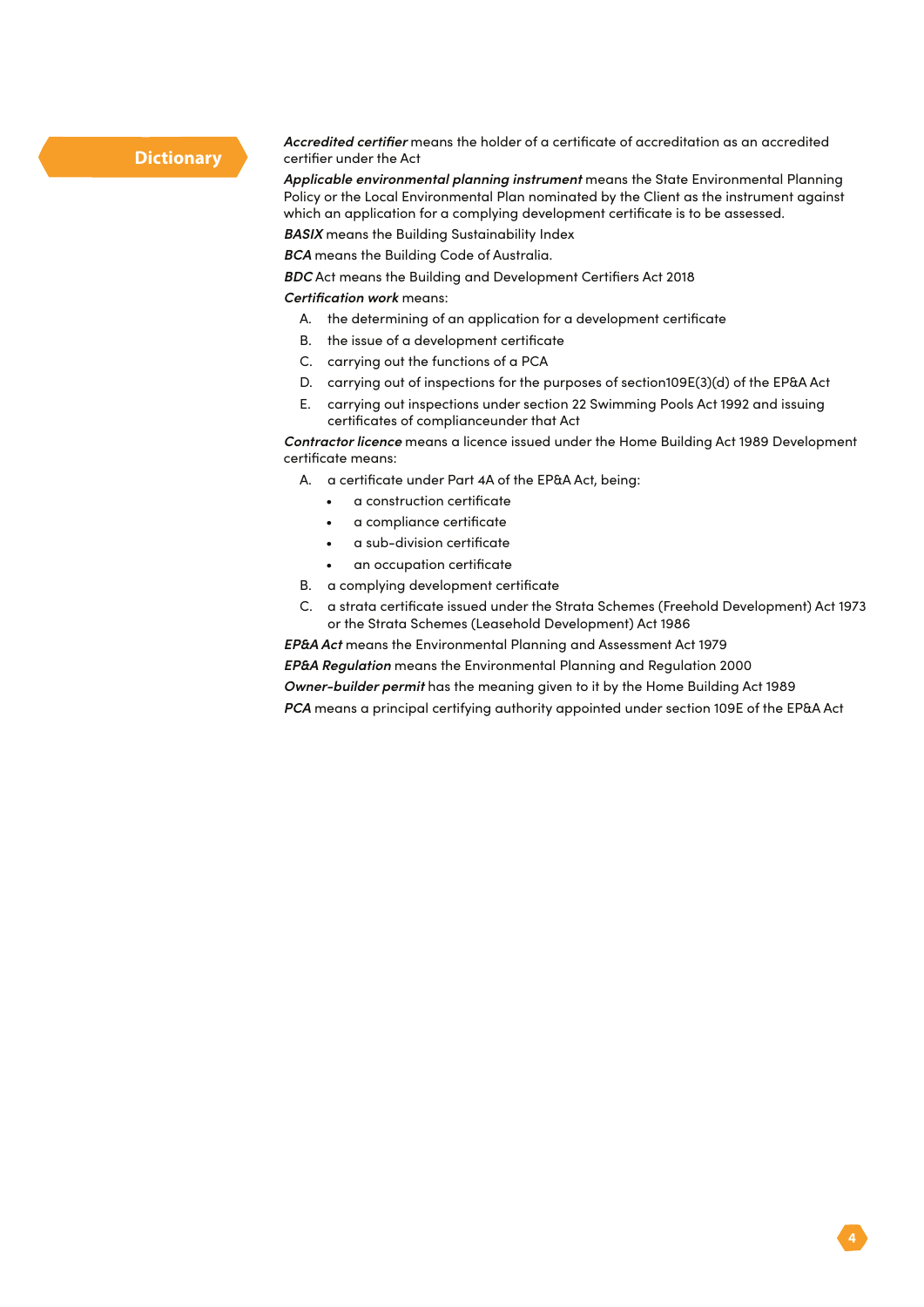## Dictionary

***Accredited certifier*** means the holder of a certificate of accreditation as an accredited certifier under the Act

***Applicable environmental planning instrument*** means the State Environmental Planning Policy or the Local Environmental Plan nominated by the Client as the instrument against which an application for a complying development certificate is to be assessed.

***BASIX*** means the Building Sustainability Index

***BCA*** means the Building Code of Australia.

***BDC*** Act means the Building and Development Certifiers Act 2018

***Certification work*** means:

A. the determining of an application for a development certificate
B. the issue of a development certificate
C. carrying out the functions of a PCA
D. carrying out of inspections for the purposes of section109E(3)(d) of the EP&A Act
E. carrying out inspections under section 22 Swimming Pools Act 1992 and issuing certificates of complianceunder that Act

***Contractor licence*** means a licence issued under the Home Building Act 1989 Development certificate means:

A. a certificate under Part 4A of the EP&A Act, being:
   - a construction certificate
   - a compliance certificate
   - a sub-division certificate
   - an occupation certificate
B. a complying development certificate
C. a strata certificate issued under the Strata Schemes (Freehold Development) Act 1973 or the Strata Schemes (Leasehold Development) Act 1986

***EP&A Act*** means the Environmental Planning and Assessment Act 1979

***EP&A Regulation*** means the Environmental Planning and Regulation 2000

***Owner-builder permit*** has the meaning given to it by the Home Building Act 1989

***PCA*** means a principal certifying authority appointed under section 109E of the EP&A Act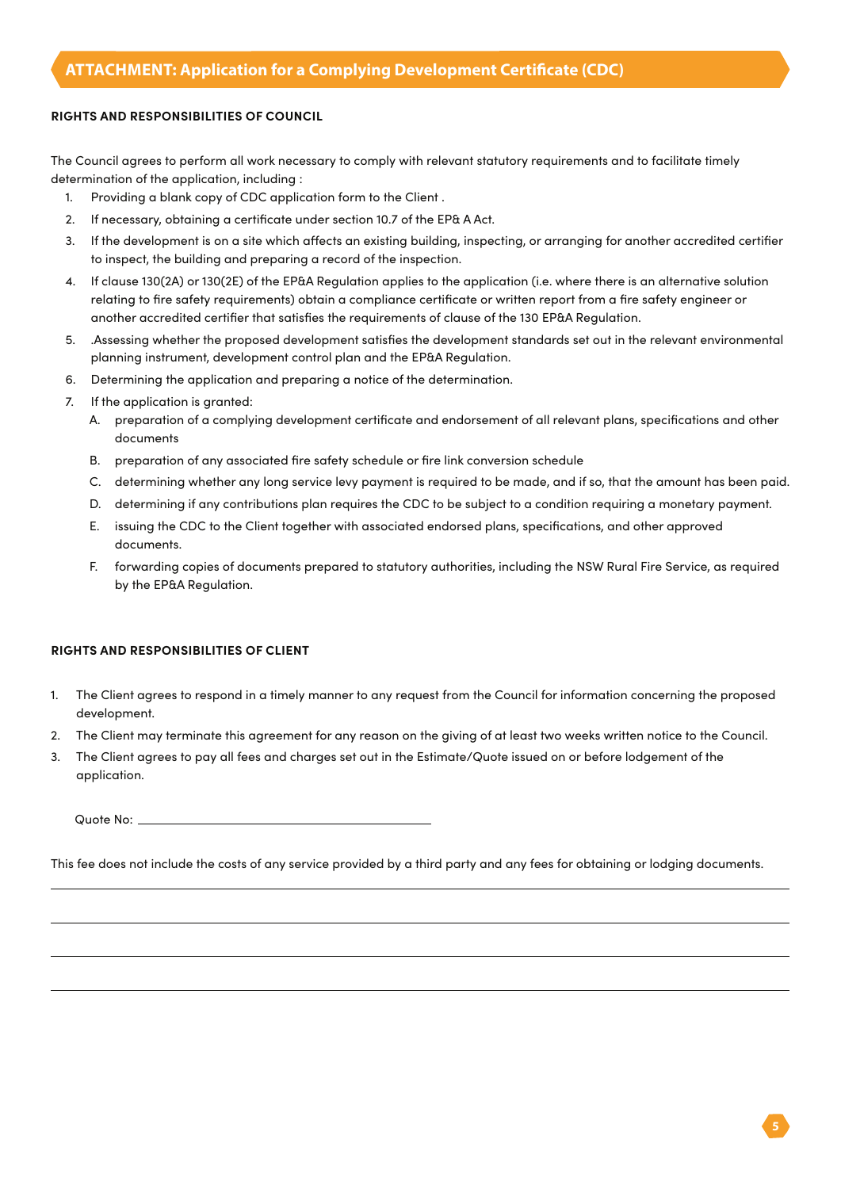## ATTACHMENT: Application for a Complying Development Certificate (CDC)

**RIGHTS AND RESPONSIBILITIES OF COUNCIL**

The Council agrees to perform all work necessary to comply with relevant statutory requirements and to facilitate timely determination of the application, including :

1. Providing a blank copy of CDC application form to the Client .
2. If necessary, obtaining a certificate under section 10.7 of the EP& A Act.
3. If the development is on a site which affects an existing building, inspecting, or arranging for another accredited certifier to inspect, the building and preparing a record of the inspection.
4. If clause 130(2A) or 130(2E) of the EP&A Regulation applies to the application (i.e. where there is an alternative solution relating to fire safety requirements) obtain a compliance certificate or written report from a fire safety engineer or another accredited certifier that satisfies the requirements of clause of the 130 EP&A Regulation.
5. .Assessing whether the proposed development satisfies the development standards set out in the relevant environmental planning instrument, development control plan and the EP&A Regulation.
6. Determining the application and preparing a notice of the determination.
7. If the application is granted:
   - A. preparation of a complying development certificate and endorsement of all relevant plans, specifications and other documents
   - B. preparation of any associated fire safety schedule or fire link conversion schedule
   - C. determining whether any long service levy payment is required to be made, and if so, that the amount has been paid.
   - D. determining if any contributions plan requires the CDC to be subject to a condition requiring a monetary payment.
   - E. issuing the CDC to the Client together with associated endorsed plans, specifications, and other approved documents.
   - F. forwarding copies of documents prepared to statutory authorities, including the NSW Rural Fire Service, as required by the EP&A Regulation.

**RIGHTS AND RESPONSIBILITIES OF CLIENT**

1. The Client agrees to respond in a timely manner to any request from the Council for information concerning the proposed development.
2. The Client may terminate this agreement for any reason on the giving of at least two weeks written notice to the Council.
3. The Client agrees to pay all fees and charges set out in the Estimate/Quote issued on or before lodgement of the application.

Quote No: ________________________________________

This fee does not include the costs of any service provided by a third party and any fees for obtaining or lodging documents.

---

---

---

---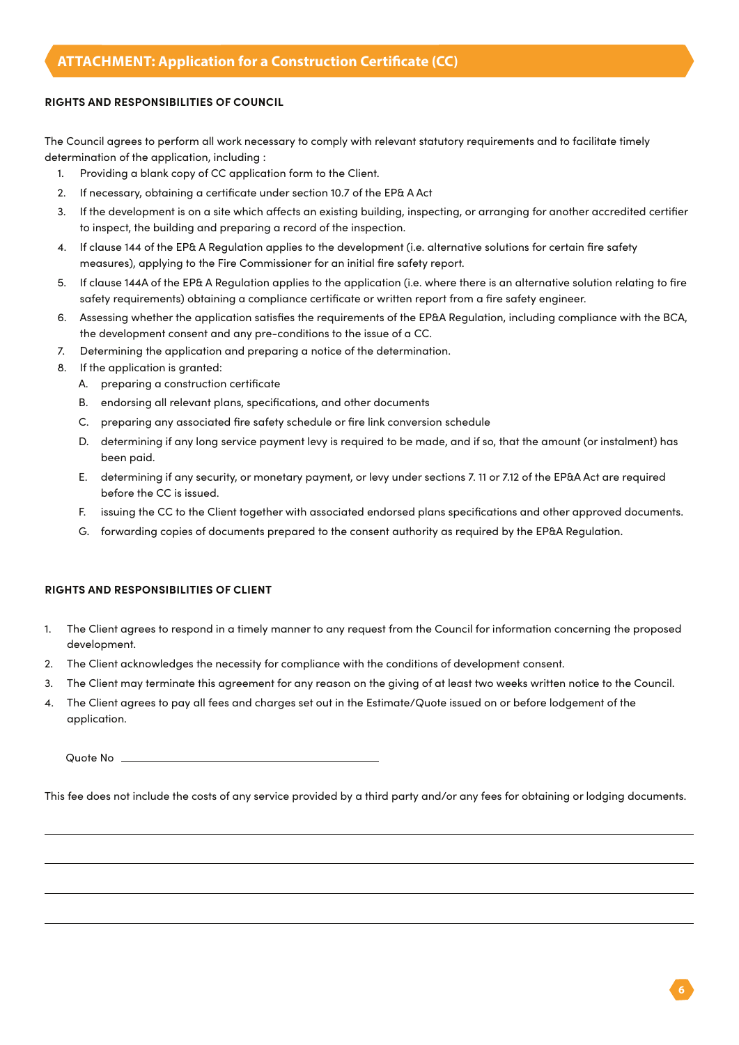## ATTACHMENT: Application for a Construction Certificate (CC)

**RIGHTS AND RESPONSIBILITIES OF COUNCIL**

The Council agrees to perform all work necessary to comply with relevant statutory requirements and to facilitate timely determination of the application, including :

1. Providing a blank copy of CC application form to the Client.
2. If necessary, obtaining a certificate under section 10.7 of the EP& A Act
3. If the development is on a site which affects an existing building, inspecting, or arranging for another accredited certifier to inspect, the building and preparing a record of the inspection.
4. If clause 144 of the EP& A Regulation applies to the development (i.e. alternative solutions for certain fire safety measures), applying to the Fire Commissioner for an initial fire safety report.
5. If clause 144A of the EP& A Regulation applies to the application (i.e. where there is an alternative solution relating to fire safety requirements) obtaining a compliance certificate or written report from a fire safety engineer.
6. Assessing whether the application satisfies the requirements of the EP&A Regulation, including compliance with the BCA, the development consent and any pre-conditions to the issue of a CC.
7. Determining the application and preparing a notice of the determination.
8. If the application is granted:
   - A. preparing a construction certificate
   - B. endorsing all relevant plans, specifications, and other documents
   - C. preparing any associated fire safety schedule or fire link conversion schedule
   - D. determining if any long service payment levy is required to be made, and if so, that the amount (or instalment) has been paid.
   - E. determining if any security, or monetary payment, or levy under sections 7. 11 or 7.12 of the EP&A Act are required before the CC is issued.
   - F. issuing the CC to the Client together with associated endorsed plans specifications and other approved documents.
   - G. forwarding copies of documents prepared to the consent authority as required by the EP&A Regulation.

**RIGHTS AND RESPONSIBILITIES OF CLIENT**

1. The Client agrees to respond in a timely manner to any request from the Council for information concerning the proposed development.
2. The Client acknowledges the necessity for compliance with the conditions of development consent.
3. The Client may terminate this agreement for any reason on the giving of at least two weeks written notice to the Council.
4. The Client agrees to pay all fees and charges set out in the Estimate/Quote issued on or before lodgement of the application.

Quote No ______________________________

This fee does not include the costs of any service provided by a third party and/or any fees for obtaining or lodging documents.

______________________________________________________________________________

______________________________________________________________________________

______________________________________________________________________________

______________________________________________________________________________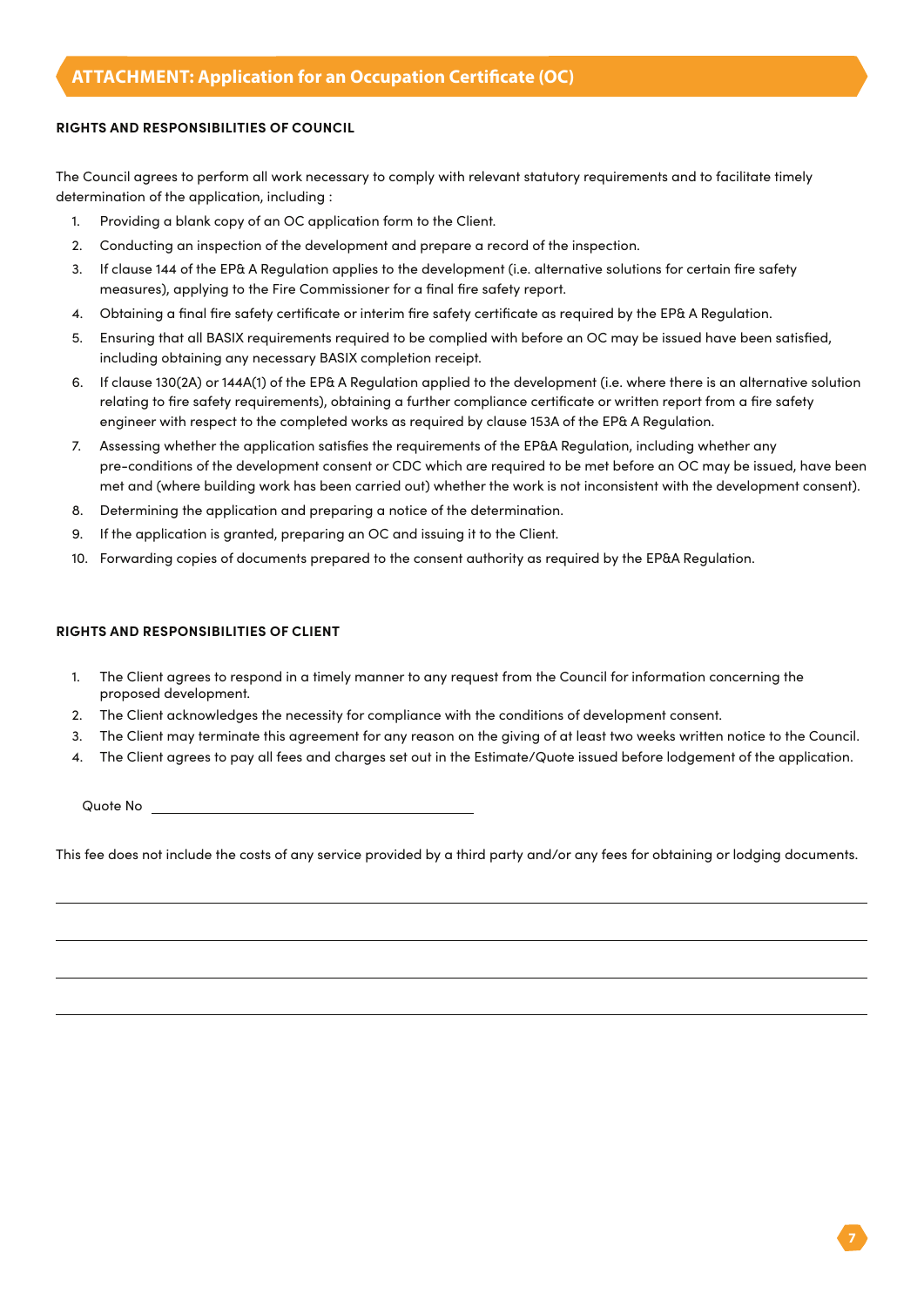## ATTACHMENT: Application for an Occupation Certificate (OC)

**RIGHTS AND RESPONSIBILITIES OF COUNCIL**

The Council agrees to perform all work necessary to comply with relevant statutory requirements and to facilitate timely determination of the application, including :

1. Providing a blank copy of an OC application form to the Client.
2. Conducting an inspection of the development and prepare a record of the inspection.
3. If clause 144 of the EP& A Regulation applies to the development (i.e. alternative solutions for certain fire safety measures), applying to the Fire Commissioner for a final fire safety report.
4. Obtaining a final fire safety certificate or interim fire safety certificate as required by the EP& A Regulation.
5. Ensuring that all BASIX requirements required to be complied with before an OC may be issued have been satisfied, including obtaining any necessary BASIX completion receipt.
6. If clause 130(2A) or 144A(1) of the EP& A Regulation applied to the development (i.e. where there is an alternative solution relating to fire safety requirements), obtaining a further compliance certificate or written report from a fire safety engineer with respect to the completed works as required by clause 153A of the EP& A Regulation.
7. Assessing whether the application satisfies the requirements of the EP&A Regulation, including whether any pre-conditions of the development consent or CDC which are required to be met before an OC may be issued, have been met and (where building work has been carried out) whether the work is not inconsistent with the development consent).
8. Determining the application and preparing a notice of the determination.
9. If the application is granted, preparing an OC and issuing it to the Client.
10. Forwarding copies of documents prepared to the consent authority as required by the EP&A Regulation.

**RIGHTS AND RESPONSIBILITIES OF CLIENT**

1. The Client agrees to respond in a timely manner to any request from the Council for information concerning the proposed development.
2. The Client acknowledges the necessity for compliance with the conditions of development consent.
3. The Client may terminate this agreement for any reason on the giving of at least two weeks written notice to the Council.
4. The Client agrees to pay all fees and charges set out in the Estimate/Quote issued before lodgement of the application.

Quote No ______________________________

This fee does not include the costs of any service provided by a third party and/or any fees for obtaining or lodging documents.

______________________________________________________________________

______________________________________________________________________

______________________________________________________________________

______________________________________________________________________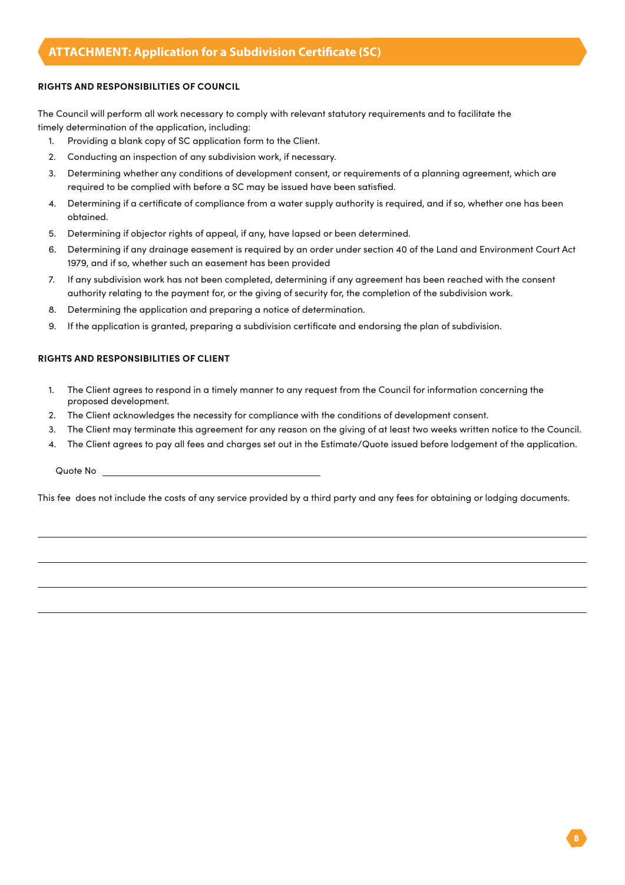## ATTACHMENT: Application for a Subdivision Certificate (SC)

**RIGHTS AND RESPONSIBILITIES OF COUNCIL**

The Council will perform all work necessary to comply with relevant statutory requirements and to facilitate the timely determination of the application, including:

1. Providing a blank copy of SC application form to the Client.
2. Conducting an inspection of any subdivision work, if necessary.
3. Determining whether any conditions of development consent, or requirements of a planning agreement, which are required to be complied with before a SC may be issued have been satisfied.
4. Determining if a certificate of compliance from a water supply authority is required, and if so, whether one has been obtained.
5. Determining if objector rights of appeal, if any, have lapsed or been determined.
6. Determining if any drainage easement is required by an order under section 40 of the Land and Environment Court Act 1979, and if so, whether such an easement has been provided
7. If any subdivision work has not been completed, determining if any agreement has been reached with the consent authority relating to the payment for, or the giving of security for, the completion of the subdivision work.
8. Determining the application and preparing a notice of determination.
9. If the application is granted, preparing a subdivision certificate and endorsing the plan of subdivision.

**RIGHTS AND RESPONSIBILITIES OF CLIENT**

1. The Client agrees to respond in a timely manner to any request from the Council for information concerning the proposed development.
2. The Client acknowledges the necessity for compliance with the conditions of development consent.
3. The Client may terminate this agreement for any reason on the giving of at least two weeks written notice to the Council.
4. The Client agrees to pay all fees and charges set out in the Estimate/Quote issued before lodgement of the application.

Quote No ______________________________

This fee does not include the costs of any service provided by a third party and any fees for obtaining or lodging documents.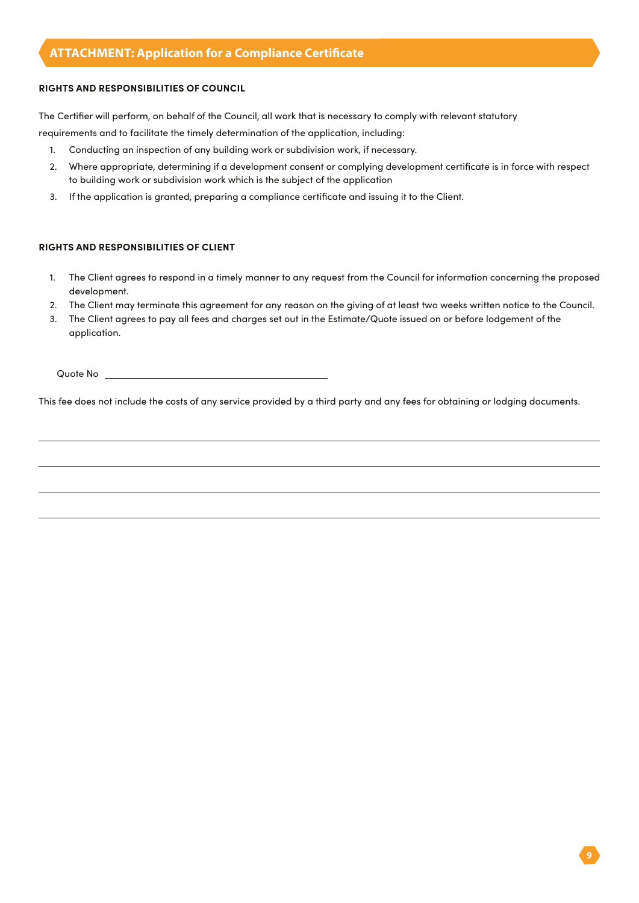## ATTACHMENT: Application for a Compliance Certificate

**RIGHTS AND RESPONSIBILITIES OF COUNCIL**

The Certifier will perform, on behalf of the Council, all work that is necessary to comply with relevant statutory requirements and to facilitate the timely determination of the application, including:

1. Conducting an inspection of any building work or subdivision work, if necessary.
2. Where appropriate, determining if a development consent or complying development certificate is in force with respect to building work or subdivision work which is the subject of the application
3. If the application is granted, preparing a compliance certificate and issuing it to the Client.

**RIGHTS AND RESPONSIBILITIES OF CLIENT**

1. The Client agrees to respond in a timely manner to any request from the Council for information concerning the proposed development.
2. The Client may terminate this agreement for any reason on the giving of at least two weeks written notice to the Council.
3. The Client agrees to pay all fees and charges set out in the Estimate/Quote issued on or before lodgement of the application.

Quote No ______________________________

This fee does not include the costs of any service provided by a third party and any fees for obtaining or lodging documents.

______________________________________________________________________

______________________________________________________________________

______________________________________________________________________

______________________________________________________________________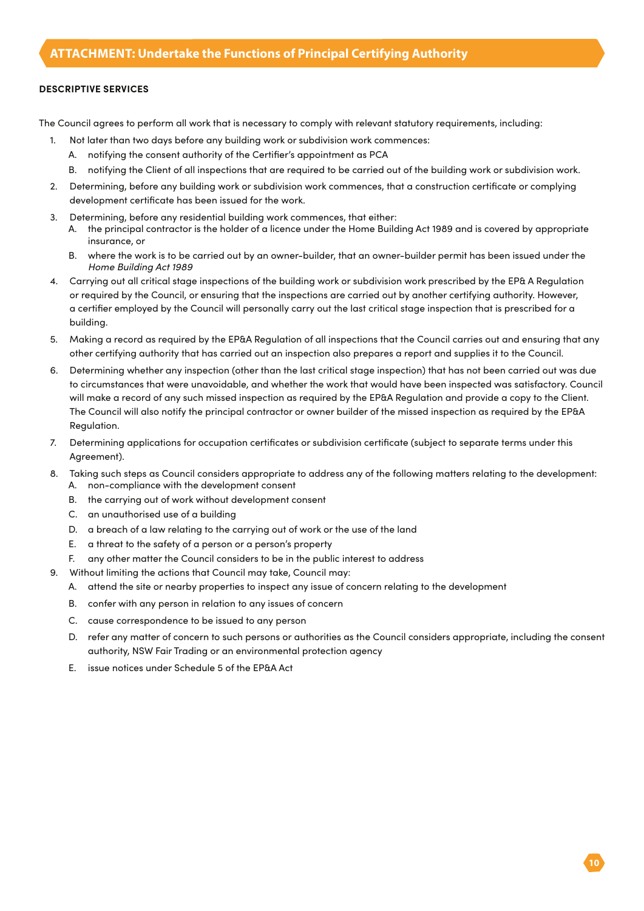# ATTACHMENT: Undertake the Functions of Principal Certifying Authority

**DESCRIPTIVE SERVICES**

The Council agrees to perform all work that is necessary to comply with relevant statutory requirements, including:

1. Not later than two days before any building work or subdivision work commences:
   A. notifying the consent authority of the Certifier's appointment as PCA
   B. notifying the Client of all inspections that are required to be carried out of the building work or subdivision work.
2. Determining, before any building work or subdivision work commences, that a construction certificate or complying development certificate has been issued for the work.
3. Determining, before any residential building work commences, that either:
   A. the principal contractor is the holder of a licence under the Home Building Act 1989 and is covered by appropriate insurance, or
   B. where the work is to be carried out by an owner-builder, that an owner-builder permit has been issued under the *Home Building Act 1989*
4. Carrying out all critical stage inspections of the building work or subdivision work prescribed by the EP& A Regulation or required by the Council, or ensuring that the inspections are carried out by another certifying authority. However, a certifier employed by the Council will personally carry out the last critical stage inspection that is prescribed for a building.
5. Making a record as required by the EP&A Regulation of all inspections that the Council carries out and ensuring that any other certifying authority that has carried out an inspection also prepares a report and supplies it to the Council.
6. Determining whether any inspection (other than the last critical stage inspection) that has not been carried out was due to circumstances that were unavoidable, and whether the work that would have been inspected was satisfactory. Council will make a record of any such missed inspection as required by the EP&A Regulation and provide a copy to the Client. The Council will also notify the principal contractor or owner builder of the missed inspection as required by the EP&A Regulation.
7. Determining applications for occupation certificates or subdivision certificate (subject to separate terms under this Agreement).
8. Taking such steps as Council considers appropriate to address any of the following matters relating to the development:
   A. non-compliance with the development consent
   B. the carrying out of work without development consent
   C. an unauthorised use of a building
   D. a breach of a law relating to the carrying out of work or the use of the land
   E. a threat to the safety of a person or a person's property
   F. any other matter the Council considers to be in the public interest to address
9. Without limiting the actions that Council may take, Council may:
   A. attend the site or nearby properties to inspect any issue of concern relating to the development
   B. confer with any person in relation to any issues of concern
   C. cause correspondence to be issued to any person
   D. refer any matter of concern to such persons or authorities as the Council considers appropriate, including the consent authority, NSW Fair Trading or an environmental protection agency
   E. issue notices under Schedule 5 of the EP&A Act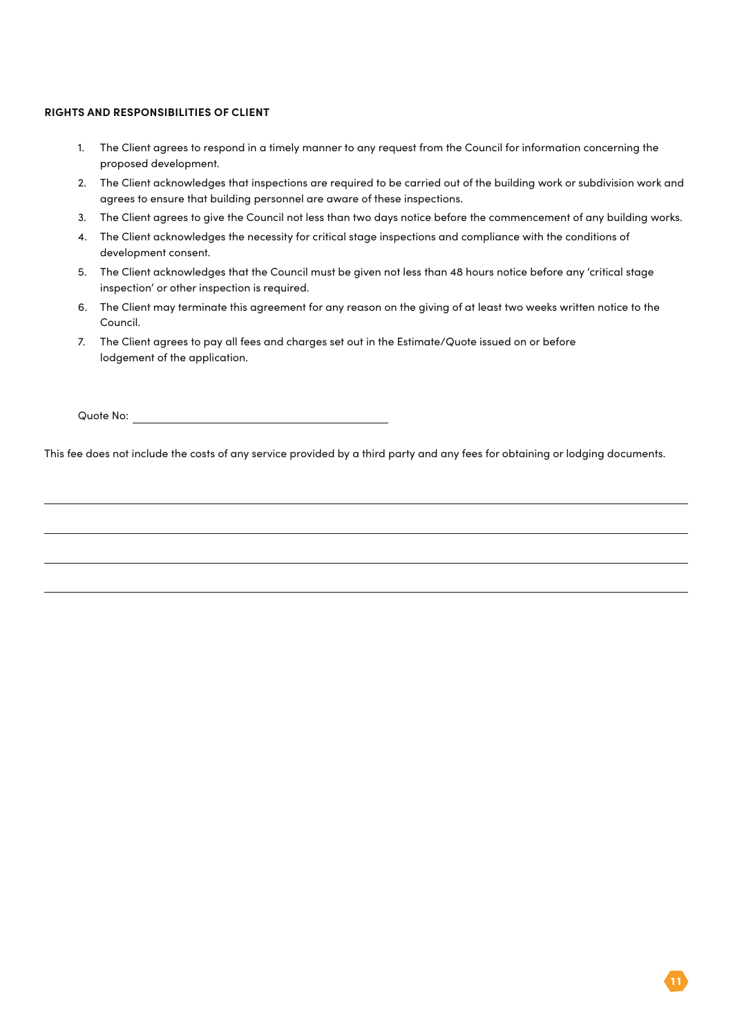**RIGHTS AND RESPONSIBILITIES OF CLIENT**

1. The Client agrees to respond in a timely manner to any request from the Council for information concerning the proposed development.
2. The Client acknowledges that inspections are required to be carried out of the building work or subdivision work and agrees to ensure that building personnel are aware of these inspections.
3. The Client agrees to give the Council not less than two days notice before the commencement of any building works.
4. The Client acknowledges the necessity for critical stage inspections and compliance with the conditions of development consent.
5. The Client acknowledges that the Council must be given not less than 48 hours notice before any 'critical stage inspection' or other inspection is required.
6. The Client may terminate this agreement for any reason on the giving of at least two weeks written notice to the Council.
7. The Client agrees to pay all fees and charges set out in the Estimate/Quote issued on or before lodgement of the application.

Quote No: ______________________________

This fee does not include the costs of any service provided by a third party and any fees for obtaining or lodging documents.

______________________________________________________________________

______________________________________________________________________

______________________________________________________________________

______________________________________________________________________